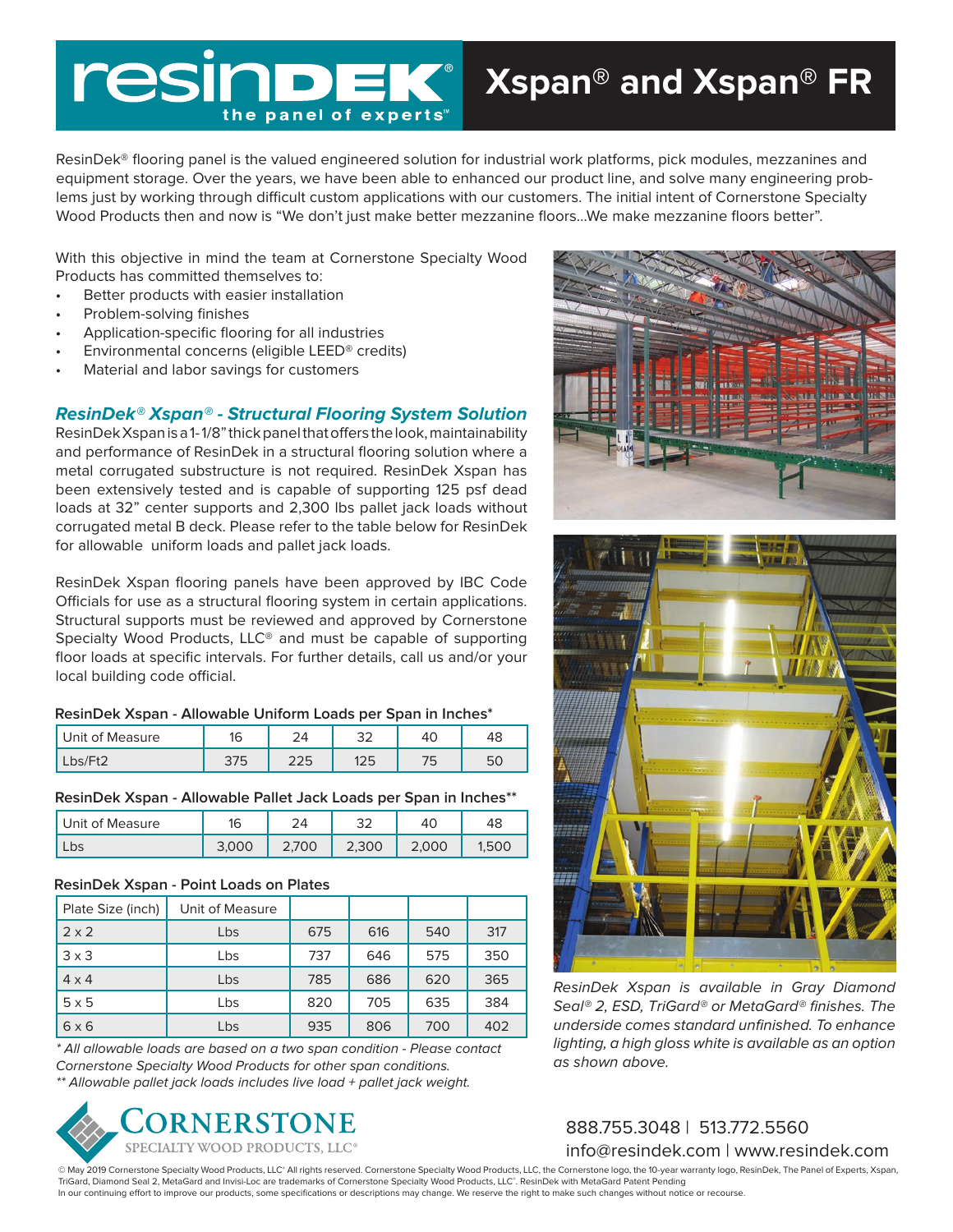# resinDEK® the panel of experts℠

# Xspan® and Xspan® FR

ResinDek® flooring panel is the valued engineered solution for industrial work platforms, pick modules, mezzanines and equipment storage. Over the years, we have been able to enhanced our product line, and solve many engineering problems just by working through difficult custom applications with our customers. The initial intent of Cornerstone Specialty Wood Products then and now is "We don't just make better mezzanine floors...We make mezzanine floors better".

With this objective in mind the team at Cornerstone Specialty Wood Products has committed themselves to:

- Better products with easier installation
- Problem-solving finishes
- Application-specific flooring for all industries
- Environmental concerns (eligible LEED® credits)
- Material and labor savings for customers

## *ResinDek® Xspan® - Structural Flooring System Solution*

ResinDek Xspan is a 1-1/8" thick panel that offers the look, maintainability and performance of ResinDek in a structural flooring solution where a metal corrugated substructure is not required. ResinDek Xspan has been extensively tested and is capable of supporting 125 psf dead loads at 32" center supports and 2,300 lbs pallet jack loads without corrugated metal B deck. Please refer to the table below for ResinDek for allowable uniform loads and pallet jack loads.

ResinDek Xspan flooring panels have been approved by IBC Code Officials for use as a structural flooring system in certain applications. Structural supports must be reviewed and approved by Cornerstone Specialty Wood Products, LLC® and must be capable of supporting floor loads at specific intervals. For further details, call us and/or your local building code official.

**ResinDek Xspan - Allowable Uniform Loads per Span in Inches***

| Unit of Measure | 16 | 24 | 32 | 40 | 48 |
|---|---|---|---|---|---|
| Lbs/Ft2 | 375 | 225 | 125 | 75 | 50 |

**ResinDek Xspan - Allowable Pallet Jack Loads per Span in Inches****

| Unit of Measure | 16 | 24 | 32 | 40 | 48 |
|---|---|---|---|---|---|
| Lbs | 3,000 | 2,700 | 2,300 | 2,000 | 1,500 |

**ResinDek Xspan - Point Loads on Plates**

| Plate Size (inch) | Unit of Measure | | | | |
|---|---|---|---|---|---|
| 2 x 2 | Lbs | 675 | 616 | 540 | 317 |
| 3 x 3 | Lbs | 737 | 646 | 575 | 350 |
| 4 x 4 | Lbs | 785 | 686 | 620 | 365 |
| 5 x 5 | Lbs | 820 | 705 | 635 | 384 |
| 6 x 6 | Lbs | 935 | 806 | 700 | 402 |

*\* All allowable loads are based on a two span condition - Please contact Cornerstone Specialty Wood Products for other span conditions.*

*\*\* Allowable pallet jack loads includes live load + pallet jack weight.*

*ResinDek Xspan is available in Gray Diamond Seal® 2, ESD, TriGard® or MetaGard® finishes. The underside comes standard unfinished. To enhance lighting, a high gloss white is available as an option as shown above.*

CORNERSTONE
SPECIALTY WOOD PRODUCTS, LLC®

888.755.3048 | 513.772.5560
info@resindek.com | www.resindek.com

© May 2019 Cornerstone Specialty Wood Products, LLC® All rights reserved. Cornerstone Specialty Wood Products, LLC, the Cornerstone logo, the 10-year warranty logo, ResinDek, The Panel of Experts, Xspan, TriGard, Diamond Seal 2, MetaGard and Invisi-Loc are trademarks of Cornerstone Specialty Wood Products, LLC®. ResinDek with MetaGard Patent Pending
In our continuing effort to improve our products, some specifications or descriptions may change. We reserve the right to make such changes without notice or recourse.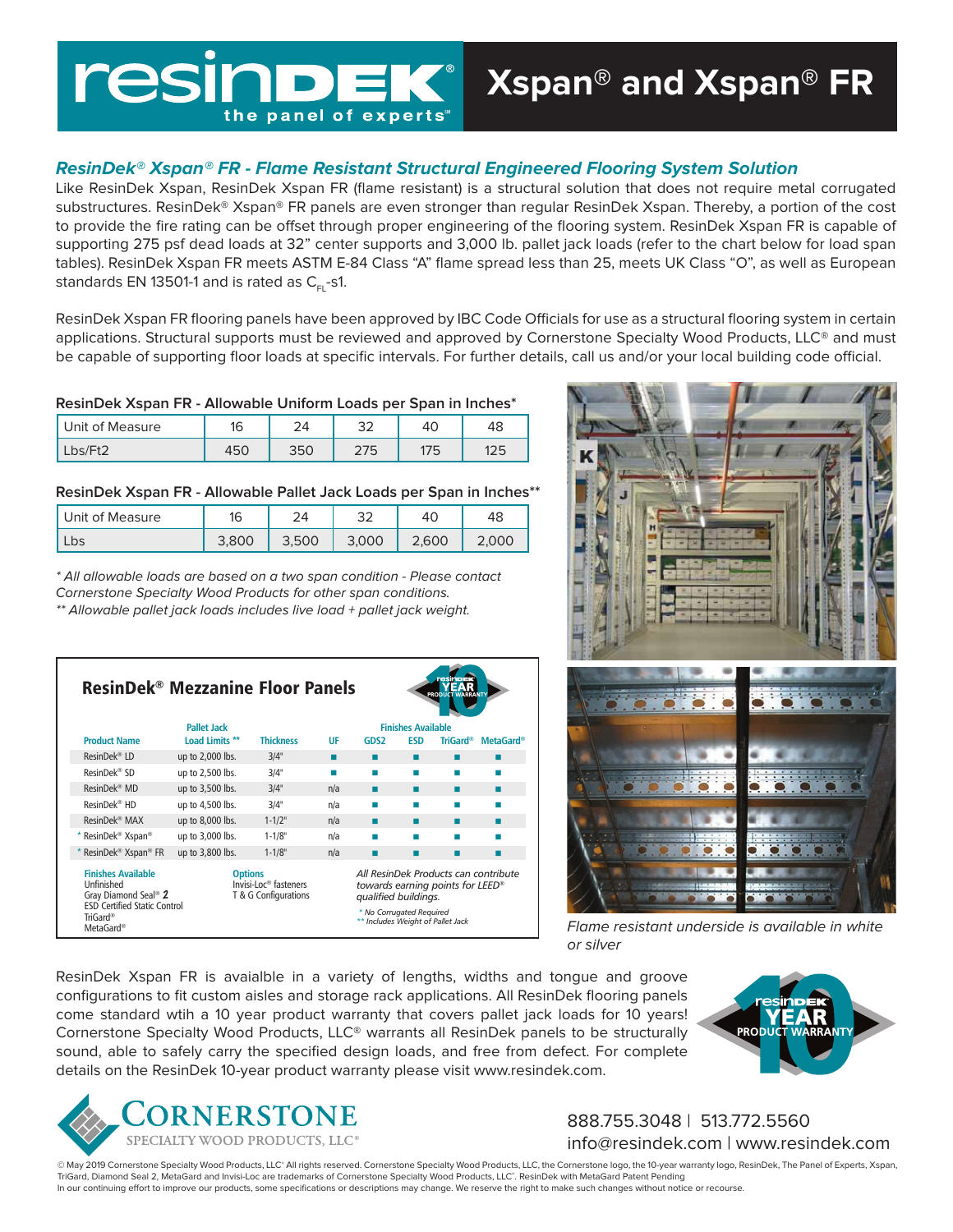# resinDEK® the panel of experts℠ — Xspan® and Xspan® FR

## *ResinDek® Xspan® FR - Flame Resistant Structural Engineered Flooring System Solution*

Like ResinDek Xspan, ResinDek Xspan FR (flame resistant) is a structural solution that does not require metal corrugated substructures. ResinDek® Xspan® FR panels are even stronger than regular ResinDek Xspan. Thereby, a portion of the cost to provide the fire rating can be offset through proper engineering of the flooring system. ResinDek Xspan FR is capable of supporting 275 psf dead loads at 32" center supports and 3,000 lb. pallet jack loads (refer to the chart below for load span tables). ResinDek Xspan FR meets ASTM E-84 Class "A" flame spread less than 25, meets UK Class "O", as well as European standards EN 13501-1 and is rated as $C_{FL}$-s1.

ResinDek Xspan FR flooring panels have been approved by IBC Code Officials for use as a structural flooring system in certain applications. Structural supports must be reviewed and approved by Cornerstone Specialty Wood Products, LLC® and must be capable of supporting floor loads at specific intervals. For further details, call us and/or your local building code official.

**ResinDek Xspan FR - Allowable Uniform Loads per Span in Inches***

| Unit of Measure | 16 | 24 | 32 | 40 | 48 |
|---|---|---|---|---|---|
| Lbs/Ft2 | 450 | 350 | 275 | 175 | 125 |

**ResinDek Xspan FR - Allowable Pallet Jack Loads per Span in Inches****

| Unit of Measure | 16 | 24 | 32 | 40 | 48 |
|---|---|---|---|---|---|
| Lbs | 3,800 | 3,500 | 3,000 | 2,600 | 2,000 |

*\* All allowable loads are based on a two span condition - Please contact Cornerstone Specialty Wood Products for other span conditions.*
*\*\* Allowable pallet jack loads includes live load + pallet jack weight.*

**ResinDek® Mezzanine Floor Panels**

| Product Name | Pallet Jack Load Limits ** | Thickness | UF | GDS2 | ESD | TriGard® | MetaGard® |
|---|---|---|---|---|---|---|---|
| ResinDek® LD | up to 2,000 lbs. | 3/4" | ■ | ■ | ■ | ■ | ■ |
| ResinDek® SD | up to 2,500 lbs. | 3/4" | ■ | ■ | ■ | ■ | ■ |
| ResinDek® MD | up to 3,500 lbs. | 3/4" | n/a | ■ | ■ | ■ | ■ |
| ResinDek® HD | up to 4,500 lbs. | 3/4" | n/a | ■ | ■ | ■ | ■ |
| ResinDek® MAX | up to 8,000 lbs. | 1-1/2" | n/a | ■ | ■ | ■ | ■ |
| * ResinDek® Xspan® | up to 3,000 lbs. | 1-1/8" | n/a | ■ | ■ | ■ | ■ |
| * ResinDek® Xspan® FR | up to 3,800 lbs. | 1-1/8" | n/a | ■ | ■ | ■ | ■ |

(GDS2, ESD, TriGard®, MetaGard® columns: Finishes Available)

**Finishes Available**
Unfinished
Gray Diamond Seal® 2
ESD Certified Static Control
TriGard®
MetaGard®

**Options**
Invisi-Loc® fasteners
T & G Configurations

*All ResinDek Products can contribute towards earning points for LEED® qualified buildings.*

*\* No Corrugated Required*
*\*\* Includes Weight of Pallet Jack*

*Flame resistant underside is available in white or silver*

ResinDek Xspan FR is avaialble in a variety of lengths, widths and tongue and groove configurations to fit custom aisles and storage rack applications. All ResinDek flooring panels come standard wtih a 10 year product warranty that covers pallet jack loads for 10 years! Cornerstone Specialty Wood Products, LLC® warrants all ResinDek panels to be structurally sound, able to safely carry the specified design loads, and free from defect. For complete details on the ResinDek 10-year product warranty please visit www.resindek.com.

CORNERSTONE SPECIALTY WOOD PRODUCTS, LLC®

888.755.3048 | 513.772.5560
info@resindek.com | www.resindek.com

© May 2019 Cornerstone Specialty Wood Products, LLC® All rights reserved. Cornerstone Specialty Wood Products, LLC, the Cornerstone logo, the 10-year warranty logo, ResinDek, The Panel of Experts, Xspan, TriGard, Diamond Seal 2, MetaGard and Invisi-Loc are trademarks of Cornerstone Specialty Wood Products, LLC®. ResinDek with MetaGard Patent Pending
In our continuing effort to improve our products, some specifications or descriptions may change. We reserve the right to make such changes without notice or recourse.